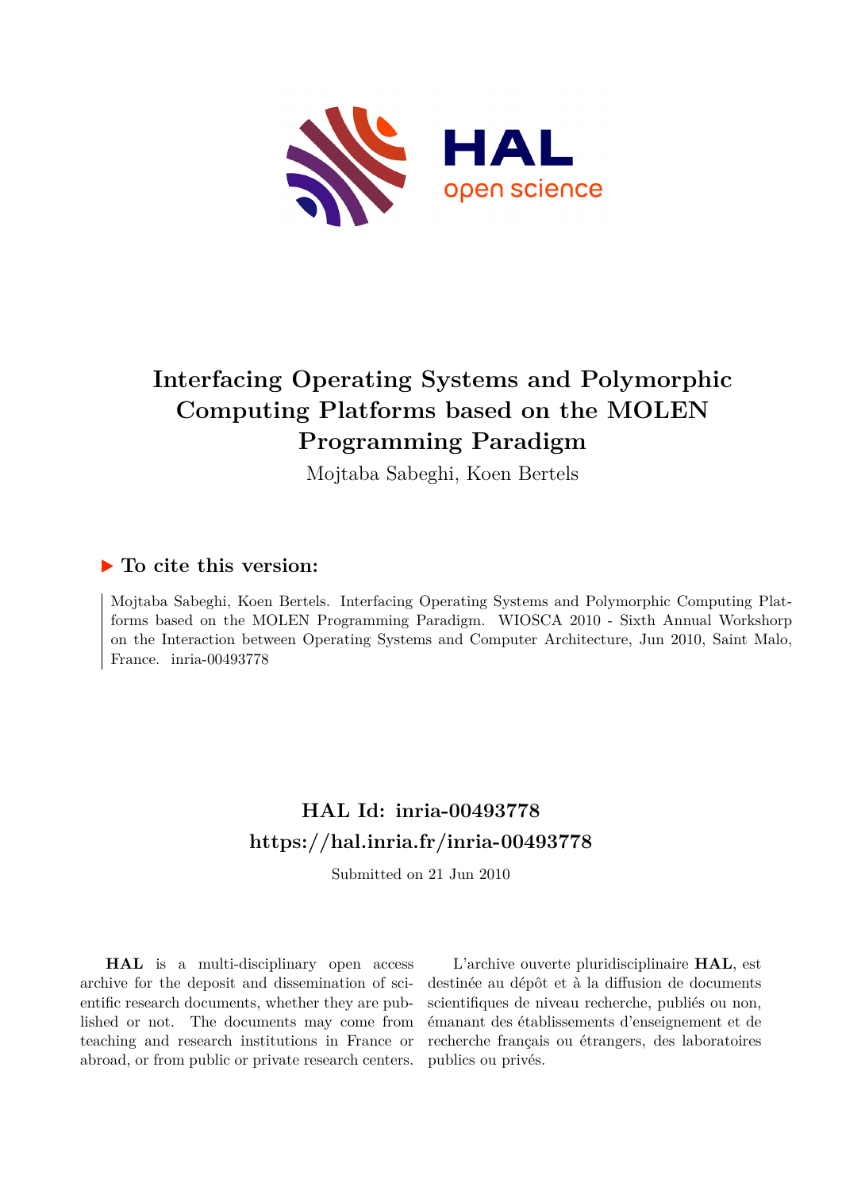# Interfacing Operating Systems and Polymorphic Computing Platforms based on the MOLEN Programming Paradigm

Mojtaba Sabeghi, Koen Bertels

## ▶ To cite this version:

Mojtaba Sabeghi, Koen Bertels. Interfacing Operating Systems and Polymorphic Computing Platforms based on the MOLEN Programming Paradigm. WIOSCA 2010 - Sixth Annual Workshorp on the Interaction between Operating Systems and Computer Architecture, Jun 2010, Saint Malo, France. inria-00493778

## HAL Id: inria-00493778
## https://hal.inria.fr/inria-00493778

Submitted on 21 Jun 2010

**HAL** is a multi-disciplinary open access archive for the deposit and dissemination of scientific research documents, whether they are published or not. The documents may come from teaching and research institutions in France or abroad, or from public or private research centers.

L'archive ouverte pluridisciplinaire **HAL**, est destinée au dépôt et à la diffusion de documents scientifiques de niveau recherche, publiés ou non, émanant des établissements d'enseignement et de recherche français ou étrangers, des laboratoires publics ou privés.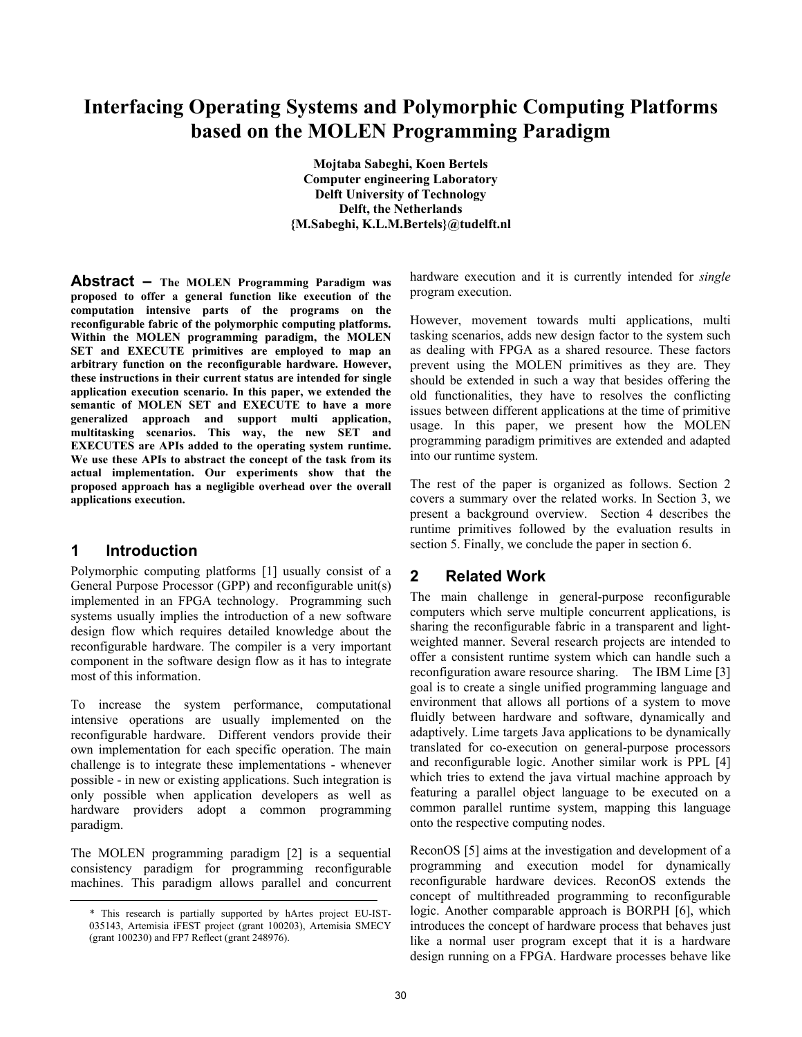# Interfacing Operating Systems and Polymorphic Computing Platforms based on the MOLEN Programming Paradigm

**Mojtaba Sabeghi, Koen Bertels**
**Computer engineering Laboratory**
**Delft University of Technology**
**Delft, the Netherlands**
**{M.Sabeghi, K.L.M.Bertels}@tudelft.nl**

**Abstract – The MOLEN Programming Paradigm was proposed to offer a general function like execution of the computation intensive parts of the programs on the reconfigurable fabric of the polymorphic computing platforms. Within the MOLEN programming paradigm, the MOLEN SET and EXECUTE primitives are employed to map an arbitrary function on the reconfigurable hardware. However, these instructions in their current status are intended for single application execution scenario. In this paper, we extended the semantic of MOLEN SET and EXECUTE to have a more generalized approach and support multi application, multitasking scenarios. This way, the new SET and EXECUTES are APIs added to the operating system runtime. We use these APIs to abstract the concept of the task from its actual implementation. Our experiments show that the proposed approach has a negligible overhead over the overall applications execution.**

## 1 Introduction

Polymorphic computing platforms [1] usually consist of a General Purpose Processor (GPP) and reconfigurable unit(s) implemented in an FPGA technology. Programming such systems usually implies the introduction of a new software design flow which requires detailed knowledge about the reconfigurable hardware. The compiler is a very important component in the software design flow as it has to integrate most of this information.

To increase the system performance, computational intensive operations are usually implemented on the reconfigurable hardware. Different vendors provide their own implementation for each specific operation. The main challenge is to integrate these implementations - whenever possible - in new or existing applications. Such integration is only possible when application developers as well as hardware providers adopt a common programming paradigm.

The MOLEN programming paradigm [2] is a sequential consistency paradigm for programming reconfigurable machines. This paradigm allows parallel and concurrent hardware execution and it is currently intended for *single* program execution.

However, movement towards multi applications, multi tasking scenarios, adds new design factor to the system such as dealing with FPGA as a shared resource. These factors prevent using the MOLEN primitives as they are. They should be extended in such a way that besides offering the old functionalities, they have to resolves the conflicting issues between different applications at the time of primitive usage. In this paper, we present how the MOLEN programming paradigm primitives are extended and adapted into our runtime system.

The rest of the paper is organized as follows. Section 2 covers a summary over the related works. In Section 3, we present a background overview. Section 4 describes the runtime primitives followed by the evaluation results in section 5. Finally, we conclude the paper in section 6.

## 2 Related Work

The main challenge in general-purpose reconfigurable computers which serve multiple concurrent applications, is sharing the reconfigurable fabric in a transparent and light-weighted manner. Several research projects are intended to offer a consistent runtime system which can handle such a reconfiguration aware resource sharing. The IBM Lime [3] goal is to create a single unified programming language and environment that allows all portions of a system to move fluidly between hardware and software, dynamically and adaptively. Lime targets Java applications to be dynamically translated for co-execution on general-purpose processors and reconfigurable logic. Another similar work is PPL [4] which tries to extend the java virtual machine approach by featuring a parallel object language to be executed on a common parallel runtime system, mapping this language onto the respective computing nodes.

ReconOS [5] aims at the investigation and development of a programming and execution model for dynamically reconfigurable hardware devices. ReconOS extends the concept of multithreaded programming to reconfigurable logic. Another comparable approach is BORPH [6], which introduces the concept of hardware process that behaves just like a normal user program except that it is a hardware design running on a FPGA. Hardware processes behave like

* This research is partially supported by hArtes project EU-IST-035143, Artemisia iFEST project (grant 100203), Artemisia SMECY (grant 100230) and FP7 Reflect (grant 248976).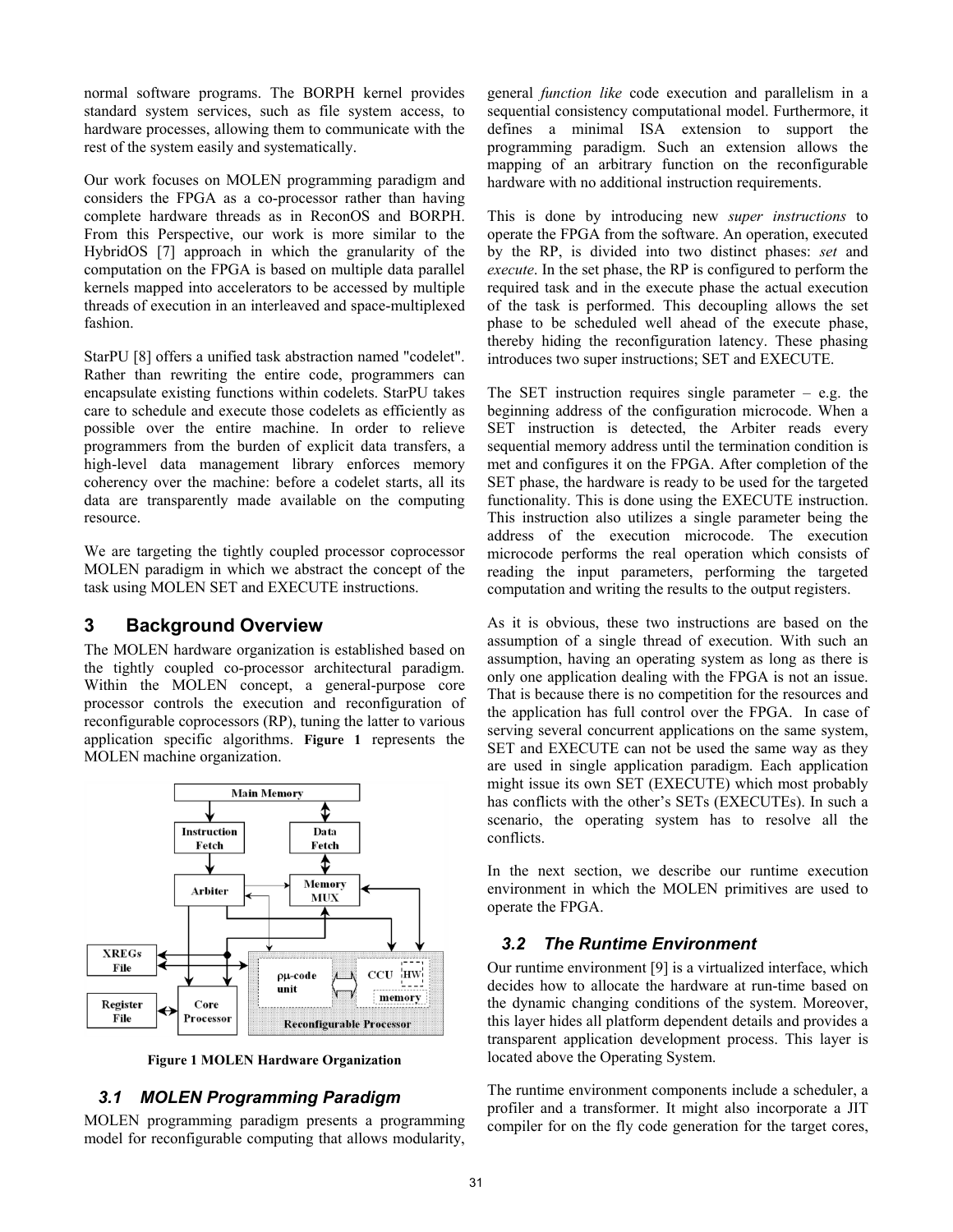normal software programs. The BORPH kernel provides standard system services, such as file system access, to hardware processes, allowing them to communicate with the rest of the system easily and systematically.

Our work focuses on MOLEN programming paradigm and considers the FPGA as a co-processor rather than having complete hardware threads as in ReconOS and BORPH. From this Perspective, our work is more similar to the HybridOS [7] approach in which the granularity of the computation on the FPGA is based on multiple data parallel kernels mapped into accelerators to be accessed by multiple threads of execution in an interleaved and space-multiplexed fashion.

StarPU [8] offers a unified task abstraction named "codelet". Rather than rewriting the entire code, programmers can encapsulate existing functions within codelets. StarPU takes care to schedule and execute those codelets as efficiently as possible over the entire machine. In order to relieve programmers from the burden of explicit data transfers, a high-level data management library enforces memory coherency over the machine: before a codelet starts, all its data are transparently made available on the computing resource.

We are targeting the tightly coupled processor coprocessor MOLEN paradigm in which we abstract the concept of the task using MOLEN SET and EXECUTE instructions.

# 3 Background Overview

The MOLEN hardware organization is established based on the tightly coupled co-processor architectural paradigm. Within the MOLEN concept, a general-purpose core processor controls the execution and reconfiguration of reconfigurable coprocessors (RP), tuning the latter to various application specific algorithms. **Figure 1** represents the MOLEN machine organization.

Main Memory
Instruction Fetch
Data Fetch
Arbiter
Memory MUX
XREGs File
Register File
Core Processor
ρμ-code unit
CCU
HW
memory
Reconfigurable Processor

**Figure 1 MOLEN Hardware Organization**

## 3.1 MOLEN Programming Paradigm

MOLEN programming paradigm presents a programming model for reconfigurable computing that allows modularity, general *function like* code execution and parallelism in a sequential consistency computational model. Furthermore, it defines a minimal ISA extension to support the programming paradigm. Such an extension allows the mapping of an arbitrary function on the reconfigurable hardware with no additional instruction requirements.

This is done by introducing new *super instructions* to operate the FPGA from the software. An operation, executed by the RP, is divided into two distinct phases: *set* and *execute*. In the set phase, the RP is configured to perform the required task and in the execute phase the actual execution of the task is performed. This decoupling allows the set phase to be scheduled well ahead of the execute phase, thereby hiding the reconfiguration latency. These phasing introduces two super instructions; SET and EXECUTE.

The SET instruction requires single parameter – e.g. the beginning address of the configuration microcode. When a SET instruction is detected, the Arbiter reads every sequential memory address until the termination condition is met and configures it on the FPGA. After completion of the SET phase, the hardware is ready to be used for the targeted functionality. This is done using the EXECUTE instruction. This instruction also utilizes a single parameter being the address of the execution microcode. The execution microcode performs the real operation which consists of reading the input parameters, performing the targeted computation and writing the results to the output registers.

As it is obvious, these two instructions are based on the assumption of a single thread of execution. With such an assumption, having an operating system as long as there is only one application dealing with the FPGA is not an issue. That is because there is no competition for the resources and the application has full control over the FPGA. In case of serving several concurrent applications on the same system, SET and EXECUTE can not be used the same way as they are used in single application paradigm. Each application might issue its own SET (EXECUTE) which most probably has conflicts with the other's SETs (EXECUTEs). In such a scenario, the operating system has to resolve all the conflicts.

In the next section, we describe our runtime execution environment in which the MOLEN primitives are used to operate the FPGA.

## 3.2 The Runtime Environment

Our runtime environment [9] is a virtualized interface, which decides how to allocate the hardware at run-time based on the dynamic changing conditions of the system. Moreover, this layer hides all platform dependent details and provides a transparent application development process. This layer is located above the Operating System.

The runtime environment components include a scheduler, a profiler and a transformer. It might also incorporate a JIT compiler for on the fly code generation for the target cores,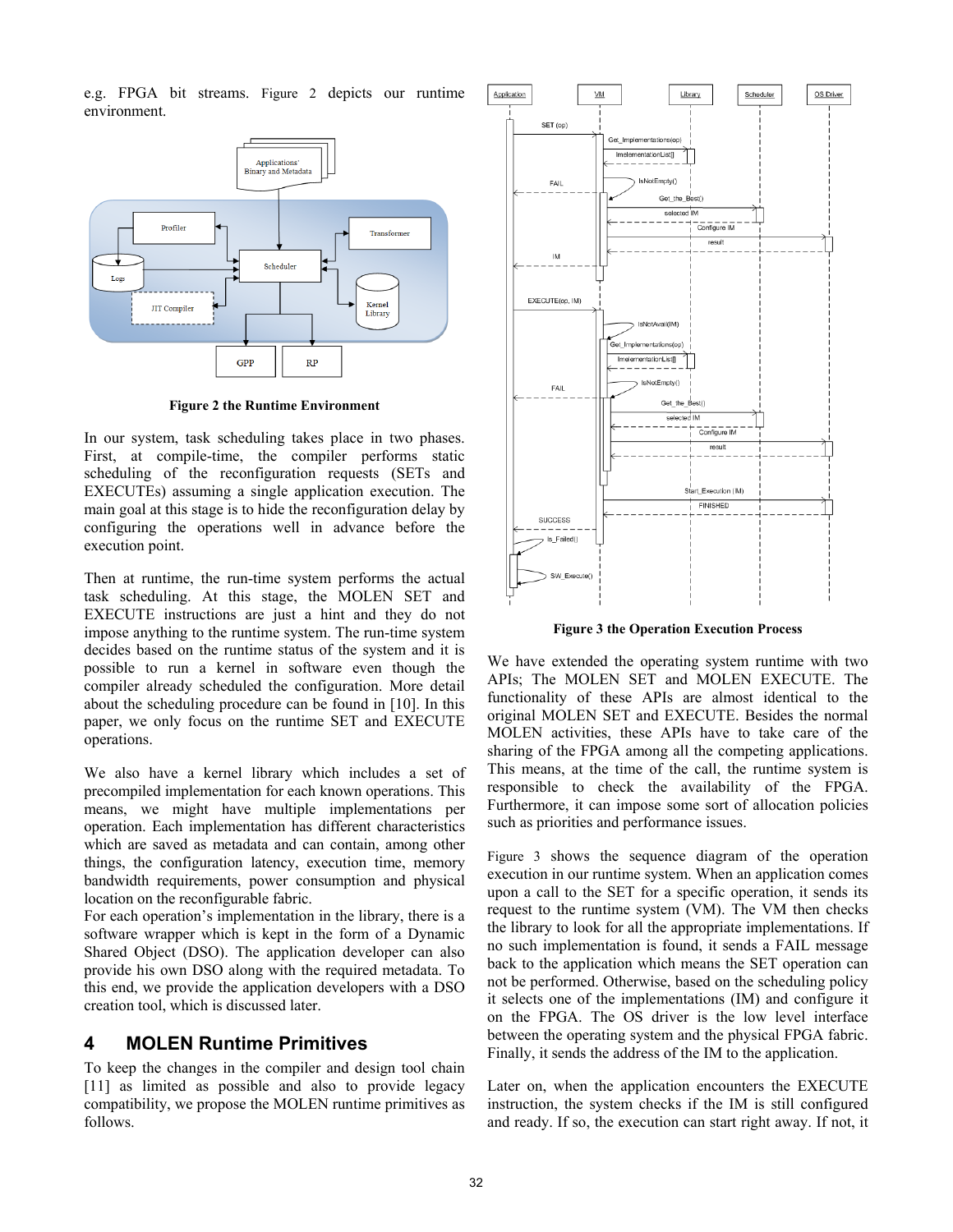e.g. FPGA bit streams. Figure 2 depicts our runtime environment.

Applications' Binary and Metadata

Profiler

Transformer

Scheduler

Logs

JIT Compiler

Kernel Library

GPP

RP

**Figure 2 the Runtime Environment**

In our system, task scheduling takes place in two phases. First, at compile-time, the compiler performs static scheduling of the reconfiguration requests (SETs and EXECUTEs) assuming a single application execution. The main goal at this stage is to hide the reconfiguration delay by configuring the operations well in advance before the execution point.

Then at runtime, the run-time system performs the actual task scheduling. At this stage, the MOLEN SET and EXECUTE instructions are just a hint and they do not impose anything to the runtime system. The run-time system decides based on the runtime status of the system and it is possible to run a kernel in software even though the compiler already scheduled the configuration. More detail about the scheduling procedure can be found in [10]. In this paper, we only focus on the runtime SET and EXECUTE operations.

We also have a kernel library which includes a set of precompiled implementation for each known operations. This means, we might have multiple implementations per operation. Each implementation has different characteristics which are saved as metadata and can contain, among other things, the configuration latency, execution time, memory bandwidth requirements, power consumption and physical location on the reconfigurable fabric.

For each operation's implementation in the library, there is a software wrapper which is kept in the form of a Dynamic Shared Object (DSO). The application developer can also provide his own DSO along with the required metadata. To this end, we provide the application developers with a DSO creation tool, which is discussed later.

## 4 MOLEN Runtime Primitives

To keep the changes in the compiler and design tool chain [11] as limited as possible and also to provide legacy compatibility, we propose the MOLEN runtime primitives as follows.

Application

VM

Library

Scheduler

OS Driver

SET (op)

Get_Implementations(op)

ImelementationList[]

IsNotEmpty()

FAIL

Get_the_Best()

selected IM

Configure IM

result

IM

EXECUTE(op, IM)

IsNotAvail(IM)

Get_Implementations(op)

ImelementationList[]

IsNotEmpty()

FAIL

Get_the_Best()

selected IM

Configure IM

result

Start_Execution (IM)

FINISHED

SUCCESS

Is_Failed()

SW_Execute()

**Figure 3 the Operation Execution Process**

We have extended the operating system runtime with two APIs; The MOLEN SET and MOLEN EXECUTE. The functionality of these APIs are almost identical to the original MOLEN SET and EXECUTE. Besides the normal MOLEN activities, these APIs have to take care of the sharing of the FPGA among all the competing applications. This means, at the time of the call, the runtime system is responsible to check the availability of the FPGA. Furthermore, it can impose some sort of allocation policies such as priorities and performance issues.

Figure 3 shows the sequence diagram of the operation execution in our runtime system. When an application comes upon a call to the SET for a specific operation, it sends its request to the runtime system (VM). The VM then checks the library to look for all the appropriate implementations. If no such implementation is found, it sends a FAIL message back to the application which means the SET operation can not be performed. Otherwise, based on the scheduling policy it selects one of the implementations (IM) and configure it on the FPGA. The OS driver is the low level interface between the operating system and the physical FPGA fabric. Finally, it sends the address of the IM to the application.

Later on, when the application encounters the EXECUTE instruction, the system checks if the IM is still configured and ready. If so, the execution can start right away. If not, it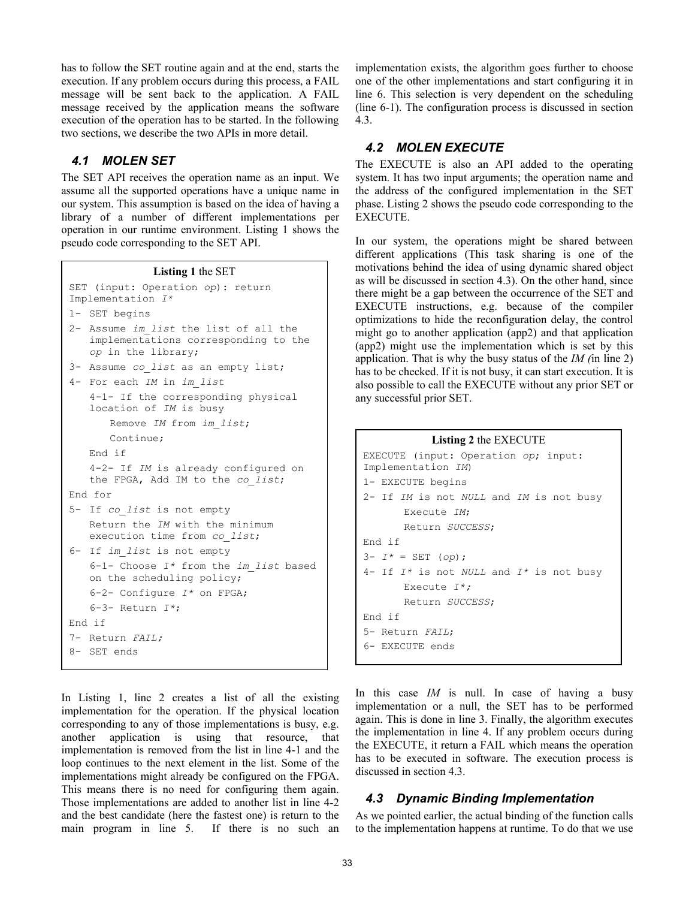has to follow the SET routine again and at the end, starts the execution. If any problem occurs during this process, a FAIL message will be sent back to the application. A FAIL message received by the application means the software execution of the operation has to be started. In the following two sections, we describe the two APIs in more detail.

### 4.1 MOLEN SET

The SET API receives the operation name as an input. We assume all the supported operations have a unique name in our system. This assumption is based on the idea of having a library of a number of different implementations per operation in our runtime environment. Listing 1 shows the pseudo code corresponding to the SET API.

**Listing 1** the SET

```
SET (input: Operation op): return
Implementation I*
1- SET begins
2- Assume im_list the list of all the
   implementations corresponding to the
   op in the library;
3- Assume co_list as an empty list;
4- For each IM in im_list
   4-1- If the corresponding physical
   location of IM is busy
       Remove IM from im_list;
       Continue;
   End if
   4-2- If IM is already configured on
   the FPGA, Add IM to the co_list;
End for
5- If co_list is not empty
   Return the IM with the minimum
   execution time from co_list;
6- If im_list is not empty
   6-1- Choose I* from the im_list based
   on the scheduling policy;
   6-2- Configure I* on FPGA;
   6-3- Return I*;
End if
7- Return FAIL;
8- SET ends
```

In Listing 1, line 2 creates a list of all the existing implementation for the operation. If the physical location corresponding to any of those implementations is busy, e.g. another application is using that resource, that implementation is removed from the list in line 4-1 and the loop continues to the next element in the list. Some of the implementations might already be configured on the FPGA. This means there is no need for configuring them again. Those implementations are added to another list in line 4-2 and the best candidate (here the fastest one) is return to the main program in line 5. If there is no such an implementation exists, the algorithm goes further to choose one of the other implementations and start configuring it in line 6. This selection is very dependent on the scheduling (line 6-1). The configuration process is discussed in section 4.3.

### 4.2 MOLEN EXECUTE

The EXECUTE is also an API added to the operating system. It has two input arguments; the operation name and the address of the configured implementation in the SET phase. Listing 2 shows the pseudo code corresponding to the EXECUTE.

In our system, the operations might be shared between different applications (This task sharing is one of the motivations behind the idea of using dynamic shared object as will be discussed in section 4.3). On the other hand, since there might be a gap between the occurrence of the SET and EXECUTE instructions, e.g. because of the compiler optimizations to hide the reconfiguration delay, the control might go to another application (app2) and that application (app2) might use the implementation which is set by this application. That is why the busy status of the *IM (*in line 2) has to be checked. If it is not busy, it can start execution. It is also possible to call the EXECUTE without any prior SET or any successful prior SET.

**Listing 2** the EXECUTE

```
EXECUTE (input: Operation op; input:
Implementation IM)
1- EXECUTE begins
2- If IM is not NULL and IM is not busy
       Execute IM;
       Return SUCCESS;
End if
3- I* = SET (op);
4- If I* is not NULL and I* is not busy
       Execute I*;
       Return SUCCESS;
End if
5- Return FAIL;
6- EXECUTE ends
```

In this case *IM* is null. In case of having a busy implementation or a null, the SET has to be performed again. This is done in line 3. Finally, the algorithm executes the implementation in line 4. If any problem occurs during the EXECUTE, it return a FAIL which means the operation has to be executed in software. The execution process is discussed in section 4.3.

### 4.3 Dynamic Binding Implementation

As we pointed earlier, the actual binding of the function calls to the implementation happens at runtime. To do that we use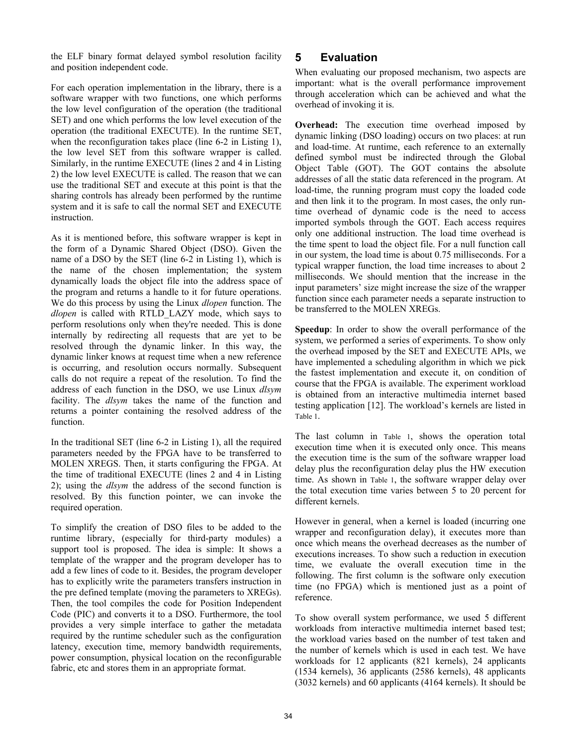the ELF binary format delayed symbol resolution facility and position independent code.

For each operation implementation in the library, there is a software wrapper with two functions, one which performs the low level configuration of the operation (the traditional SET) and one which performs the low level execution of the operation (the traditional EXECUTE). In the runtime SET, when the reconfiguration takes place (line 6-2 in Listing 1), the low level SET from this software wrapper is called. Similarly, in the runtime EXECUTE (lines 2 and 4 in Listing 2) the low level EXECUTE is called. The reason that we can use the traditional SET and execute at this point is that the sharing controls has already been performed by the runtime system and it is safe to call the normal SET and EXECUTE instruction.

As it is mentioned before, this software wrapper is kept in the form of a Dynamic Shared Object (DSO). Given the name of a DSO by the SET (line 6-2 in Listing 1), which is the name of the chosen implementation; the system dynamically loads the object file into the address space of the program and returns a handle to it for future operations. We do this process by using the Linux *dlopen* function. The *dlopen* is called with RTLD_LAZY mode, which says to perform resolutions only when they're needed. This is done internally by redirecting all requests that are yet to be resolved through the dynamic linker. In this way, the dynamic linker knows at request time when a new reference is occurring, and resolution occurs normally. Subsequent calls do not require a repeat of the resolution. To find the address of each function in the DSO, we use Linux *dlsym* facility. The *dlsym* takes the name of the function and returns a pointer containing the resolved address of the function.

In the traditional SET (line 6-2 in Listing 1), all the required parameters needed by the FPGA have to be transferred to MOLEN XREGS. Then, it starts configuring the FPGA. At the time of traditional EXECUTE (lines 2 and 4 in Listing 2); using the *dlsym* the address of the second function is resolved. By this function pointer, we can invoke the required operation.

To simplify the creation of DSO files to be added to the runtime library, (especially for third-party modules) a support tool is proposed. The idea is simple: It shows a template of the wrapper and the program developer has to add a few lines of code to it. Besides, the program developer has to explicitly write the parameters transfers instruction in the pre defined template (moving the parameters to XREGs). Then, the tool compiles the code for Position Independent Code (PIC) and converts it to a DSO. Furthermore, the tool provides a very simple interface to gather the metadata required by the runtime scheduler such as the configuration latency, execution time, memory bandwidth requirements, power consumption, physical location on the reconfigurable fabric, etc and stores them in an appropriate format.

## 5 Evaluation

When evaluating our proposed mechanism, two aspects are important: what is the overall performance improvement through acceleration which can be achieved and what the overhead of invoking it is.

**Overhead:** The execution time overhead imposed by dynamic linking (DSO loading) occurs on two places: at run and load-time. At runtime, each reference to an externally defined symbol must be indirected through the Global Object Table (GOT). The GOT contains the absolute addresses of all the static data referenced in the program. At load-time, the running program must copy the loaded code and then link it to the program. In most cases, the only run-time overhead of dynamic code is the need to access imported symbols through the GOT. Each access requires only one additional instruction. The load time overhead is the time spent to load the object file. For a null function call in our system, the load time is about 0.75 milliseconds. For a typical wrapper function, the load time increases to about 2 milliseconds. We should mention that the increase in the input parameters' size might increase the size of the wrapper function since each parameter needs a separate instruction to be transferred to the MOLEN XREGs.

**Speedup**: In order to show the overall performance of the system, we performed a series of experiments. To show only the overhead imposed by the SET and EXECUTE APIs, we have implemented a scheduling algorithm in which we pick the fastest implementation and execute it, on condition of course that the FPGA is available. The experiment workload is obtained from an interactive multimedia internet based testing application [12]. The workload's kernels are listed in Table 1.

The last column in Table 1, shows the operation total execution time when it is executed only once. This means the execution time is the sum of the software wrapper load delay plus the reconfiguration delay plus the HW execution time. As shown in Table 1, the software wrapper delay over the total execution time varies between 5 to 20 percent for different kernels.

However in general, when a kernel is loaded (incurring one wrapper and reconfiguration delay), it executes more than once which means the overhead decreases as the number of executions increases. To show such a reduction in execution time, we evaluate the overall execution time in the following. The first column is the software only execution time (no FPGA) which is mentioned just as a point of reference.

To show overall system performance, we used 5 different workloads from interactive multimedia internet based test; the workload varies based on the number of test taken and the number of kernels which is used in each test. We have workloads for 12 applicants (821 kernels), 24 applicants (1534 kernels), 36 applicants (2586 kernels), 48 applicants (3032 kernels) and 60 applicants (4164 kernels). It should be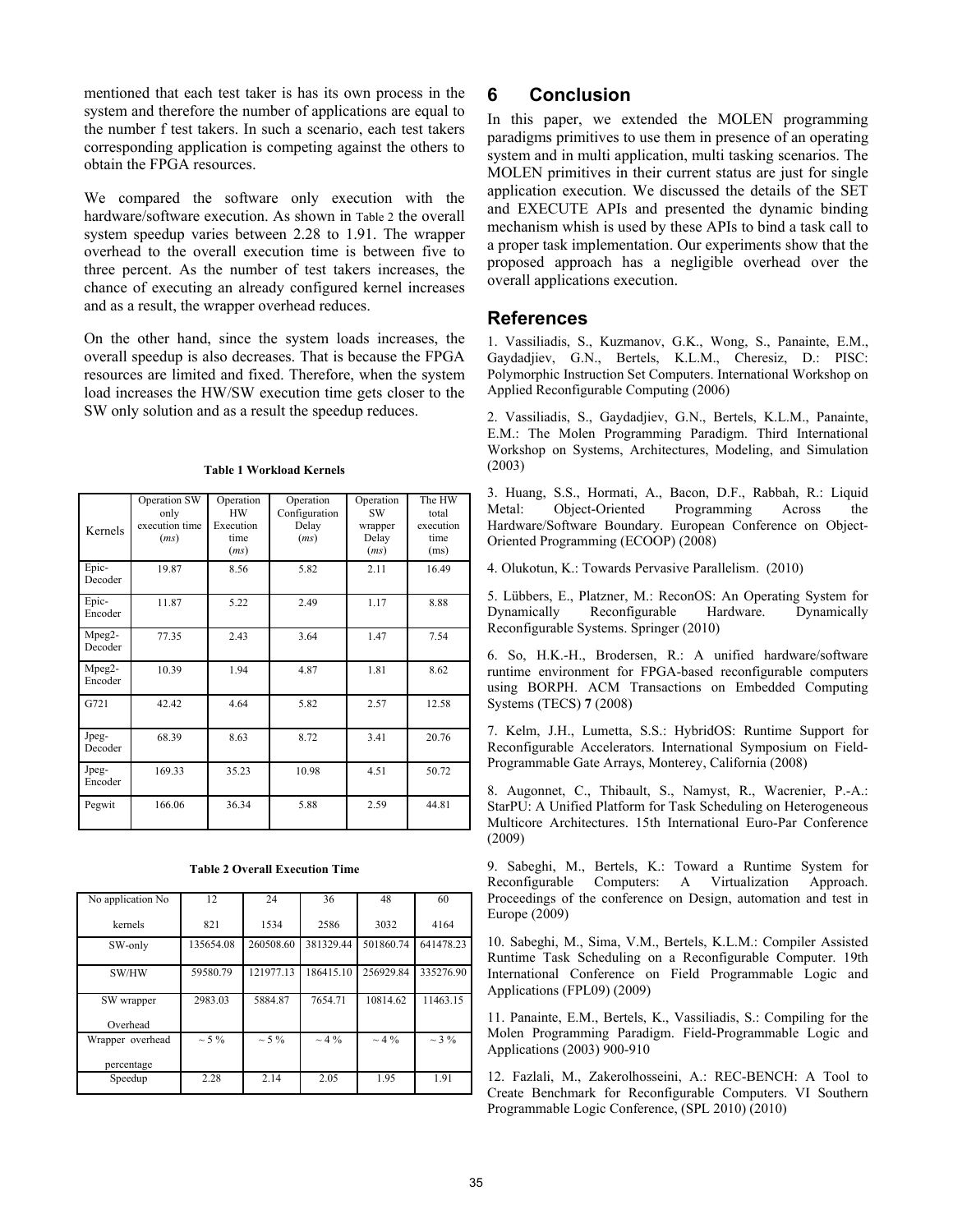mentioned that each test taker is has its own process in the system and therefore the number of applications are equal to the number f test takers. In such a scenario, each test takers corresponding application is competing against the others to obtain the FPGA resources.

We compared the software only execution with the hardware/software execution. As shown in Table 2 the overall system speedup varies between 2.28 to 1.91. The wrapper overhead to the overall execution time is between five to three percent. As the number of test takers increases, the chance of executing an already configured kernel increases and as a result, the wrapper overhead reduces.

On the other hand, since the system loads increases, the overall speedup is also decreases. That is because the FPGA resources are limited and fixed. Therefore, when the system load increases the HW/SW execution time gets closer to the SW only solution and as a result the speedup reduces.

**Table 1 Workload Kernels**

| Kernels | Operation SW only execution time (*ms*) | Operation HW Execution time (*ms*) | Operation Configuration Delay (*ms*) | Operation SW wrapper Delay (*ms*) | The HW total execution time (ms) |
|---|---|---|---|---|---|
| Epic-Decoder | 19.87 | 8.56 | 5.82 | 2.11 | 16.49 |
| Epic-Encoder | 11.87 | 5.22 | 2.49 | 1.17 | 8.88 |
| Mpeg2-Decoder | 77.35 | 2.43 | 3.64 | 1.47 | 7.54 |
| Mpeg2-Encoder | 10.39 | 1.94 | 4.87 | 1.81 | 8.62 |
| G721 | 42.42 | 4.64 | 5.82 | 2.57 | 12.58 |
| Jpeg-Decoder | 68.39 | 8.63 | 8.72 | 3.41 | 20.76 |
| Jpeg-Encoder | 169.33 | 35.23 | 10.98 | 4.51 | 50.72 |
| Pegwit | 166.06 | 36.34 | 5.88 | 2.59 | 44.81 |

**Table 2 Overall Execution Time**

| No application No kernels | 12<br>821 | 24<br>1534 | 36<br>2586 | 48<br>3032 | 60<br>4164 |
|---|---|---|---|---|---|
| SW-only | 135654.08 | 260508.60 | 381329.44 | 501860.74 | 641478.23 |
| SW/HW | 59580.79 | 121977.13 | 186415.10 | 256929.84 | 335276.90 |
| SW wrapper Overhead | 2983.03 | 5884.87 | 7654.71 | 10814.62 | 11463.15 |
| Wrapper overhead percentage | ~ 5 % | ~ 5 % | ~ 4 % | ~ 4 % | ~ 3 % |
| Speedup | 2.28 | 2.14 | 2.05 | 1.95 | 1.91 |

## 6 Conclusion

In this paper, we extended the MOLEN programming paradigms primitives to use them in presence of an operating system and in multi application, multi tasking scenarios. The MOLEN primitives in their current status are just for single application execution. We discussed the details of the SET and EXECUTE APIs and presented the dynamic binding mechanism whish is used by these APIs to bind a task call to a proper task implementation. Our experiments show that the proposed approach has a negligible overhead over the overall applications execution.

## References

1. Vassiliadis, S., Kuzmanov, G.K., Wong, S., Panainte, E.M., Gaydadjiev, G.N., Bertels, K.L.M., Cheresiz, D.: PISC: Polymorphic Instruction Set Computers. International Workshop on Applied Reconfigurable Computing (2006)

2. Vassiliadis, S., Gaydadjiev, G.N., Bertels, K.L.M., Panainte, E.M.: The Molen Programming Paradigm. Third International Workshop on Systems, Architectures, Modeling, and Simulation (2003)

3. Huang, S.S., Hormati, A., Bacon, D.F., Rabbah, R.: Liquid Metal: Object-Oriented Programming Across the Hardware/Software Boundary. European Conference on Object-Oriented Programming (ECOOP) (2008)

4. Olukotun, K.: Towards Pervasive Parallelism. (2010)

5. Lübbers, E., Platzner, M.: ReconOS: An Operating System for Dynamically Reconfigurable Hardware. Dynamically Reconfigurable Systems. Springer (2010)

6. So, H.K.-H., Brodersen, R.: A unified hardware/software runtime environment for FPGA-based reconfigurable computers using BORPH. ACM Transactions on Embedded Computing Systems (TECS) **7** (2008)

7. Kelm, J.H., Lumetta, S.S.: HybridOS: Runtime Support for Reconfigurable Accelerators. International Symposium on Field-Programmable Gate Arrays, Monterey, California (2008)

8. Augonnet, C., Thibault, S., Namyst, R., Wacrenier, P.-A.: StarPU: A Unified Platform for Task Scheduling on Heterogeneous Multicore Architectures. 15th International Euro-Par Conference (2009)

9. Sabeghi, M., Bertels, K.: Toward a Runtime System for Reconfigurable Computers: A Virtualization Approach. Proceedings of the conference on Design, automation and test in Europe (2009)

10. Sabeghi, M., Sima, V.M., Bertels, K.L.M.: Compiler Assisted Runtime Task Scheduling on a Reconfigurable Computer. 19th International Conference on Field Programmable Logic and Applications (FPL09) (2009)

11. Panainte, E.M., Bertels, K., Vassiliadis, S.: Compiling for the Molen Programming Paradigm. Field-Programmable Logic and Applications (2003) 900-910

12. Fazlali, M., Zakerolhosseini, A.: REC-BENCH: A Tool to Create Benchmark for Reconfigurable Computers. VI Southern Programmable Logic Conference, (SPL 2010) (2010)